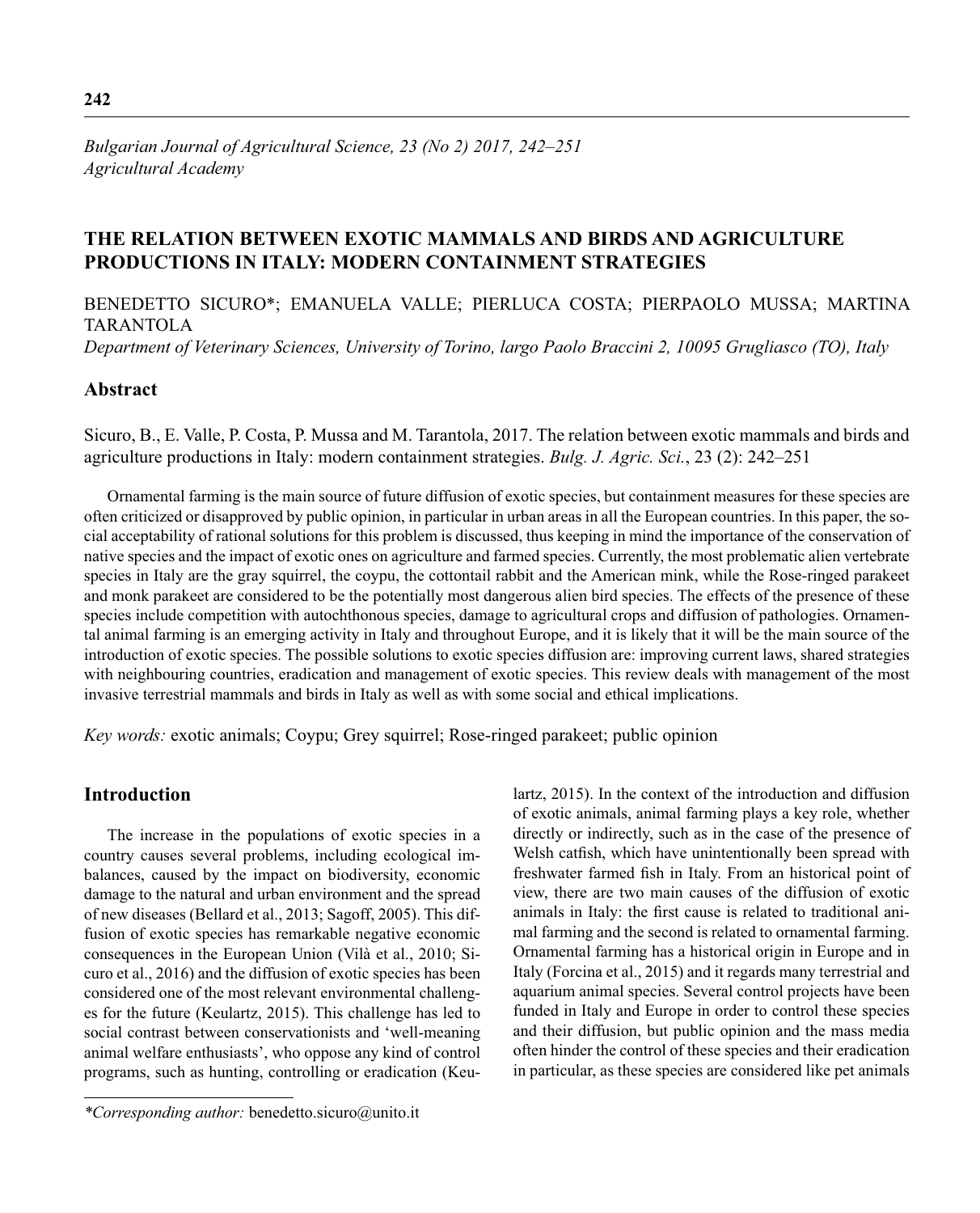# THE RELATION BETWEEN EXOTIC MAMMALS AND BIRDS AND AGRICULTURE PRODUCTIONS IN ITALY: MODERN CONTAINMENT STRATEGIES

BENEDETTO SICURO*; EMANUELA VALLE; PIERLUCA COSTA; PIERPAOLO MUSSA; MARTINA TARANTOLA

*Department of Veterinary Sciences, University of Torino, largo Paolo Braccini 2, 10095 Grugliasco (TO), Italy*

## Abstract

Sicuro, B., E. Valle, P. Costa, P. Mussa and M. Tarantola, 2017. The relation between exotic mammals and birds and agriculture productions in Italy: modern containment strategies. *Bulg. J. Agric. Sci.*, 23 (2): 242–251

Ornamental farming is the main source of future diffusion of exotic species, but containment measures for these species are often criticized or disapproved by public opinion, in particular in urban areas in all the European countries. In this paper, the social acceptability of rational solutions for this problem is discussed, thus keeping in mind the importance of the conservation of native species and the impact of exotic ones on agriculture and farmed species. Currently, the most problematic alien vertebrate species in Italy are the gray squirrel, the coypu, the cottontail rabbit and the American mink, while the Rose-ringed parakeet and monk parakeet are considered to be the potentially most dangerous alien bird species. The effects of the presence of these species include competition with autochthonous species, damage to agricultural crops and diffusion of pathologies. Ornamental animal farming is an emerging activity in Italy and throughout Europe, and it is likely that it will be the main source of the introduction of exotic species. The possible solutions to exotic species diffusion are: improving current laws, shared strategies with neighbouring countries, eradication and management of exotic species. This review deals with management of the most invasive terrestrial mammals and birds in Italy as well as with some social and ethical implications.

*Key words:* exotic animals; Coypu; Grey squirrel; Rose-ringed parakeet; public opinion

## Introduction

The increase in the populations of exotic species in a country causes several problems, including ecological imbalances, caused by the impact on biodiversity, economic damage to the natural and urban environment and the spread of new diseases (Bellard et al., 2013; Sagoff, 2005). This diffusion of exotic species has remarkable negative economic consequences in the European Union (Vilà et al., 2010; Sicuro et al., 2016) and the diffusion of exotic species has been considered one of the most relevant environmental challenges for the future (Keulartz, 2015). This challenge has led to social contrast between conservationists and 'well-meaning animal welfare enthusiasts', who oppose any kind of control programs, such as hunting, controlling or eradication (Keulartz, 2015). In the context of the introduction and diffusion of exotic animals, animal farming plays a key role, whether directly or indirectly, such as in the case of the presence of Welsh catfish, which have unintentionally been spread with freshwater farmed fish in Italy. From an historical point of view, there are two main causes of the diffusion of exotic animals in Italy: the first cause is related to traditional animal farming and the second is related to ornamental farming. Ornamental farming has a historical origin in Europe and in Italy (Forcina et al., 2015) and it regards many terrestrial and aquarium animal species. Several control projects have been funded in Italy and Europe in order to control these species and their diffusion, but public opinion and the mass media often hinder the control of these species and their eradication in particular, as these species are considered like pet animals

*Corresponding author: benedetto.sicuro@unito.it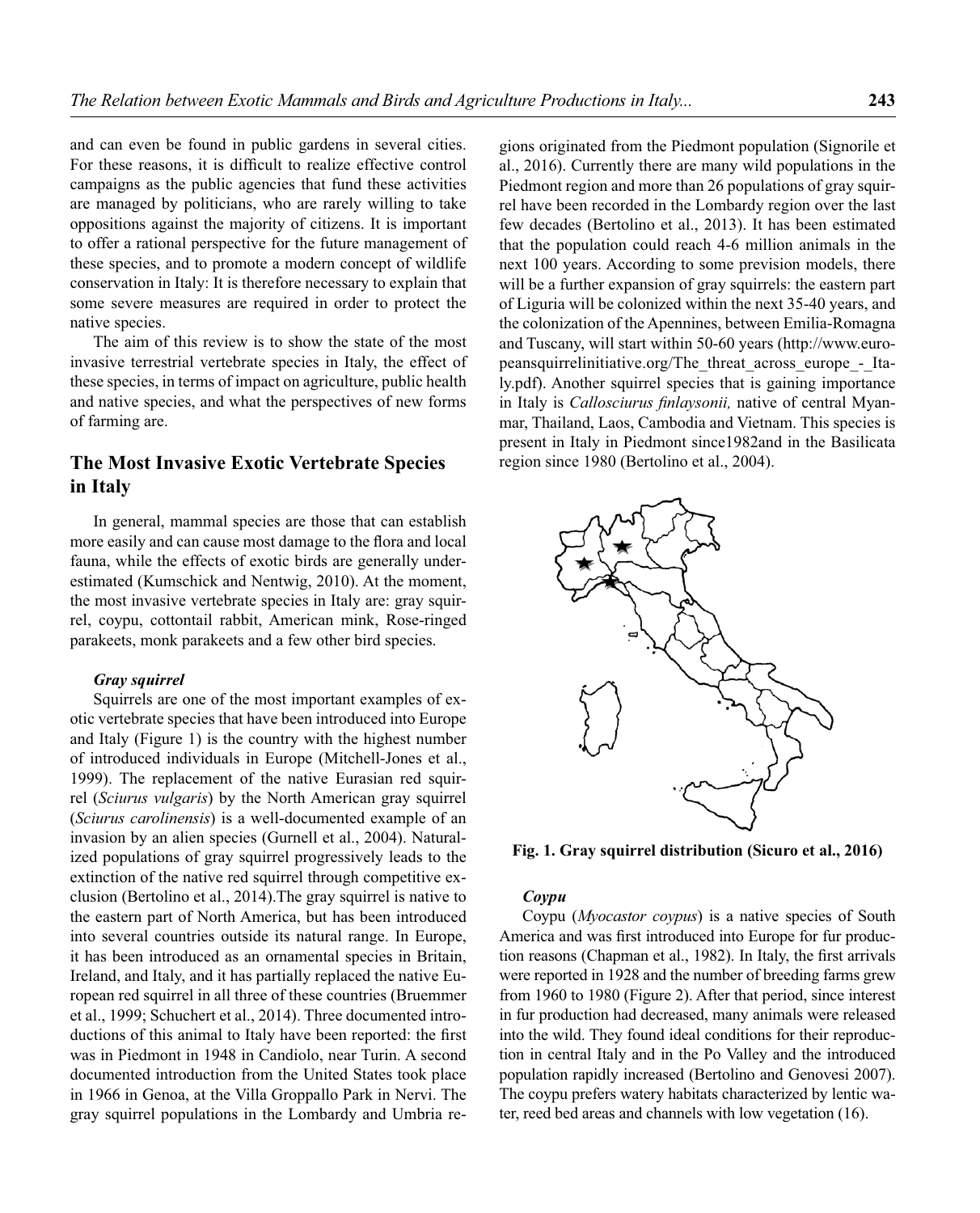and can even be found in public gardens in several cities. For these reasons, it is difficult to realize effective control campaigns as the public agencies that fund these activities are managed by politicians, who are rarely willing to take oppositions against the majority of citizens. It is important to offer a rational perspective for the future management of these species, and to promote a modern concept of wildlife conservation in Italy: It is therefore necessary to explain that some severe measures are required in order to protect the native species.

The aim of this review is to show the state of the most invasive terrestrial vertebrate species in Italy, the effect of these species, in terms of impact on agriculture, public health and native species, and what the perspectives of new forms of farming are.

## The Most Invasive Exotic Vertebrate Species in Italy

In general, mammal species are those that can establish more easily and can cause most damage to the flora and local fauna, while the effects of exotic birds are generally underestimated (Kumschick and Nentwig, 2010). At the moment, the most invasive vertebrate species in Italy are: gray squirrel, coypu, cottontail rabbit, American mink, Rose-ringed parakeets, monk parakeets and a few other bird species.

### *Gray squirrel*

Squirrels are one of the most important examples of exotic vertebrate species that have been introduced into Europe and Italy (Figure 1) is the country with the highest number of introduced individuals in Europe (Mitchell-Jones et al., 1999). The replacement of the native Eurasian red squirrel (*Sciurus vulgaris*) by the North American gray squirrel (*Sciurus carolinensis*) is a well-documented example of an invasion by an alien species (Gurnell et al., 2004). Naturalized populations of gray squirrel progressively leads to the extinction of the native red squirrel through competitive exclusion (Bertolino et al., 2014).The gray squirrel is native to the eastern part of North America, but has been introduced into several countries outside its natural range. In Europe, it has been introduced as an ornamental species in Britain, Ireland, and Italy, and it has partially replaced the native European red squirrel in all three of these countries (Bruemmer et al., 1999; Schuchert et al., 2014). Three documented introductions of this animal to Italy have been reported: the first was in Piedmont in 1948 in Candiolo, near Turin. A second documented introduction from the United States took place in 1966 in Genoa, at the Villa Groppallo Park in Nervi. The gray squirrel populations in the Lombardy and Umbria regions originated from the Piedmont population (Signorile et al., 2016). Currently there are many wild populations in the Piedmont region and more than 26 populations of gray squirrel have been recorded in the Lombardy region over the last few decades (Bertolino et al., 2013). It has been estimated that the population could reach 4-6 million animals in the next 100 years. According to some prevision models, there will be a further expansion of gray squirrels: the eastern part of Liguria will be colonized within the next 35-40 years, and the colonization of the Apennines, between Emilia-Romagna and Tuscany, will start within 50-60 years (http://www.europeansquirrelinitiative.org/The_threat_across_europe_-_Italy.pdf). Another squirrel species that is gaining importance in Italy is *Callosciurus finlaysonii,* native of central Myanmar, Thailand, Laos, Cambodia and Vietnam. This species is present in Italy in Piedmont since1982and in the Basilicata region since 1980 (Bertolino et al., 2004).

**Fig. 1. Gray squirrel distribution (Sicuro et al., 2016)**

### *Coypu*

Coypu (*Myocastor coypus*) is a native species of South America and was first introduced into Europe for fur production reasons (Chapman et al., 1982). In Italy, the first arrivals were reported in 1928 and the number of breeding farms grew from 1960 to 1980 (Figure 2). After that period, since interest in fur production had decreased, many animals were released into the wild. They found ideal conditions for their reproduction in central Italy and in the Po Valley and the introduced population rapidly increased (Bertolino and Genovesi 2007). The coypu prefers watery habitats characterized by lentic water, reed bed areas and channels with low vegetation (16).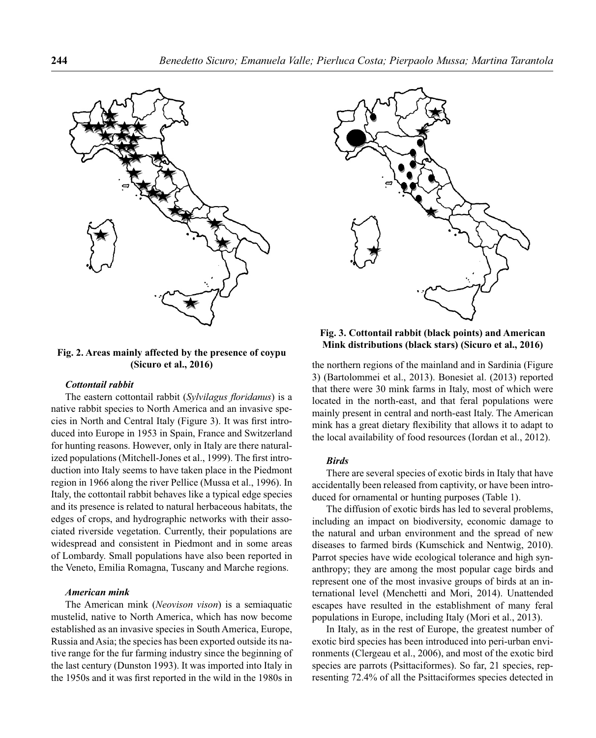Fig. 2. Areas mainly affected by the presence of coypu (Sicuro et al., 2016)

Fig. 3. Cottontail rabbit (black points) and American Mink distributions (black stars) (Sicuro et al., 2016)

### *Cottontail rabbit*

The eastern cottontail rabbit (*Sylvilagus floridanus*) is a native rabbit species to North America and an invasive species in North and Central Italy (Figure 3). It was first introduced into Europe in 1953 in Spain, France and Switzerland for hunting reasons. However, only in Italy are there naturalized populations (Mitchell-Jones et al., 1999). The first introduction into Italy seems to have taken place in the Piedmont region in 1966 along the river Pellice (Mussa et al., 1996). In Italy, the cottontail rabbit behaves like a typical edge species and its presence is related to natural herbaceous habitats, the edges of crops, and hydrographic networks with their associated riverside vegetation. Currently, their populations are widespread and consistent in Piedmont and in some areas of Lombardy. Small populations have also been reported in the Veneto, Emilia Romagna, Tuscany and Marche regions.

### *American mink*

The American mink (*Neovison vison*) is a semiaquatic mustelid, native to North America, which has now become established as an invasive species in South America, Europe, Russia and Asia; the species has been exported outside its native range for the fur farming industry since the beginning of the last century (Dunston 1993). It was imported into Italy in the 1950s and it was first reported in the wild in the 1980s in the northern regions of the mainland and in Sardinia (Figure 3) (Bartolommei et al., 2013). Bonesiet al. (2013) reported that there were 30 mink farms in Italy, most of which were located in the north-east, and that feral populations were mainly present in central and north-east Italy. The American mink has a great dietary flexibility that allows it to adapt to the local availability of food resources (Iordan et al., 2012).

### *Birds*

There are several species of exotic birds in Italy that have accidentally been released from captivity, or have been introduced for ornamental or hunting purposes (Table 1).

The diffusion of exotic birds has led to several problems, including an impact on biodiversity, economic damage to the natural and urban environment and the spread of new diseases to farmed birds (Kumschick and Nentwig, 2010). Parrot species have wide ecological tolerance and high synanthropy; they are among the most popular cage birds and represent one of the most invasive groups of birds at an international level (Menchetti and Mori, 2014). Unattended escapes have resulted in the establishment of many feral populations in Europe, including Italy (Mori et al., 2013).

In Italy, as in the rest of Europe, the greatest number of exotic bird species has been introduced into peri-urban environments (Clergeau et al., 2006), and most of the exotic bird species are parrots (Psittaciformes). So far, 21 species, representing 72.4% of all the Psittaciformes species detected in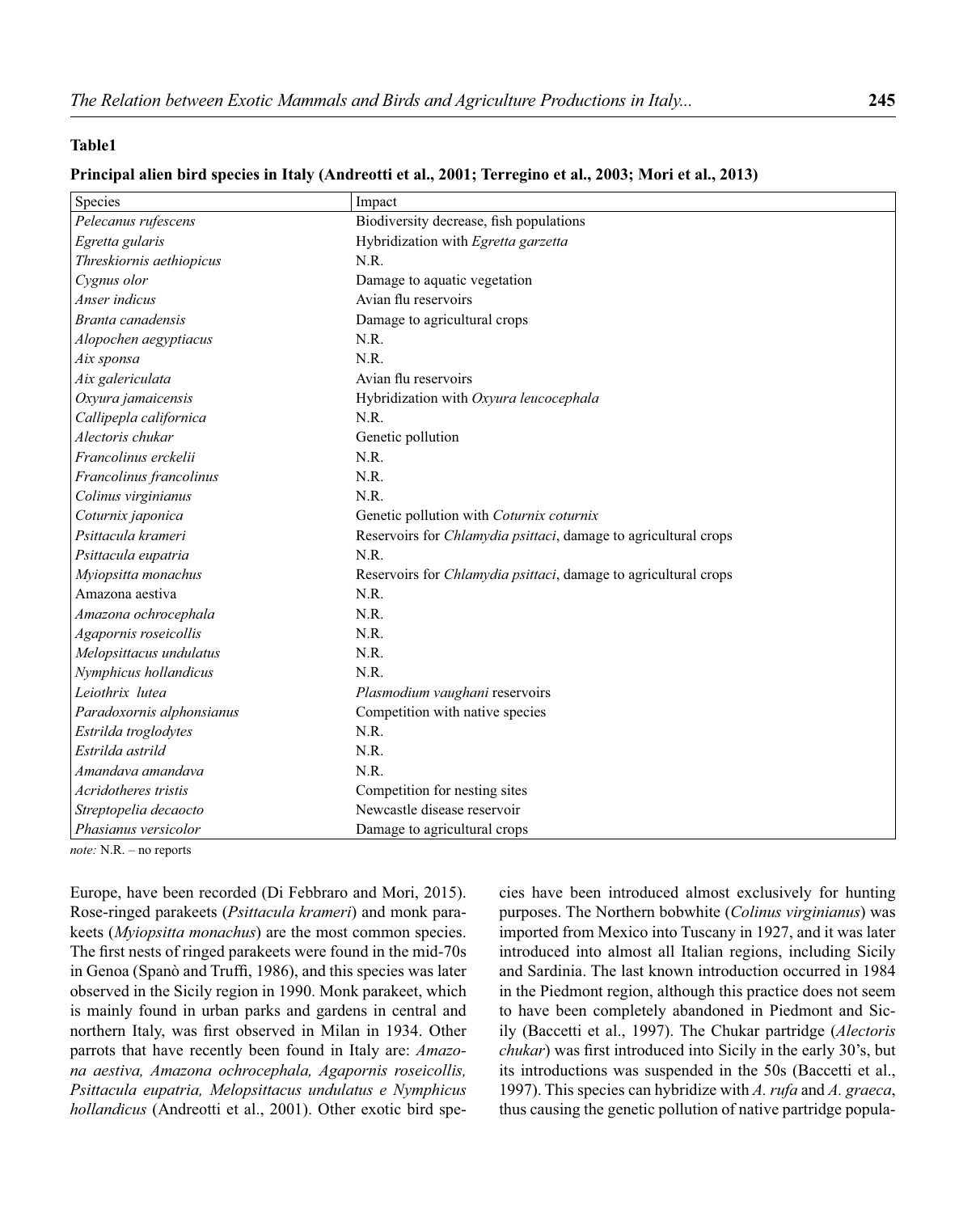**Table1**

**Principal alien bird species in Italy (Andreotti et al., 2001; Terregino et al., 2003; Mori et al., 2013)**

| Species | Impact |
|---|---|
| *Pelecanus rufescens* | Biodiversity decrease, fish populations |
| *Egretta gularis* | Hybridization with *Egretta garzetta* |
| *Threskiornis aethiopicus* | N.R. |
| *Cygnus olor* | Damage to aquatic vegetation |
| *Anser indicus* | Avian flu reservoirs |
| *Branta canadensis* | Damage to agricultural crops |
| *Alopochen aegyptiacus* | N.R. |
| *Aix sponsa* | N.R. |
| *Aix galericulata* | Avian flu reservoirs |
| *Oxyura jamaicensis* | Hybridization with *Oxyura leucocephala* |
| *Callipepla californica* | N.R. |
| *Alectoris chukar* | Genetic pollution |
| *Francolinus erckelii* | N.R. |
| *Francolinus francolinus* | N.R. |
| *Colinus virginianus* | N.R. |
| *Coturnix japonica* | Genetic pollution with *Coturnix coturnix* |
| *Psittacula krameri* | Reservoirs for *Chlamydia psittaci*, damage to agricultural crops |
| *Psittacula eupatria* | N.R. |
| *Myiopsitta monachus* | Reservoirs for *Chlamydia psittaci*, damage to agricultural crops |
| Amazona aestiva | N.R. |
| *Amazona ochrocephala* | N.R. |
| *Agapornis roseicollis* | N.R. |
| *Melopsittacus undulatus* | N.R. |
| *Nymphicus hollandicus* | N.R. |
| *Leiothrix lutea* | *Plasmodium vaughani* reservoirs |
| *Paradoxornis alphonsianus* | Competition with native species |
| *Estrilda troglodytes* | N.R. |
| *Estrilda astrild* | N.R. |
| *Amandava amandava* | N.R. |
| *Acridotheres tristis* | Competition for nesting sites |
| *Streptopelia decaocto* | Newcastle disease reservoir |
| *Phasianus versicolor* | Damage to agricultural crops |

*note:* N.R. – no reports

Europe, have been recorded (Di Febbraro and Mori, 2015). Rose-ringed parakeets (*Psittacula krameri*) and monk parakeets (*Myiopsitta monachus*) are the most common species. The first nests of ringed parakeets were found in the mid-70s in Genoa (Spanò and Truffi, 1986), and this species was later observed in the Sicily region in 1990. Monk parakeet, which is mainly found in urban parks and gardens in central and northern Italy, was first observed in Milan in 1934. Other parrots that have recently been found in Italy are: *Amazona aestiva, Amazona ochrocephala, Agapornis roseicollis, Psittacula eupatria, Melopsittacus undulatus e Nymphicus hollandicus* (Andreotti et al., 2001). Other exotic bird species have been introduced almost exclusively for hunting purposes. The Northern bobwhite (*Colinus virginianus*) was imported from Mexico into Tuscany in 1927, and it was later introduced into almost all Italian regions, including Sicily and Sardinia. The last known introduction occurred in 1984 in the Piedmont region, although this practice does not seem to have been completely abandoned in Piedmont and Sicily (Baccetti et al., 1997). The Chukar partridge (*Alectoris chukar*) was first introduced into Sicily in the early 30's, but its introductions was suspended in the 50s (Baccetti et al., 1997). This species can hybridize with *A. rufa* and *A. graeca*, thus causing the genetic pollution of native partridge popula-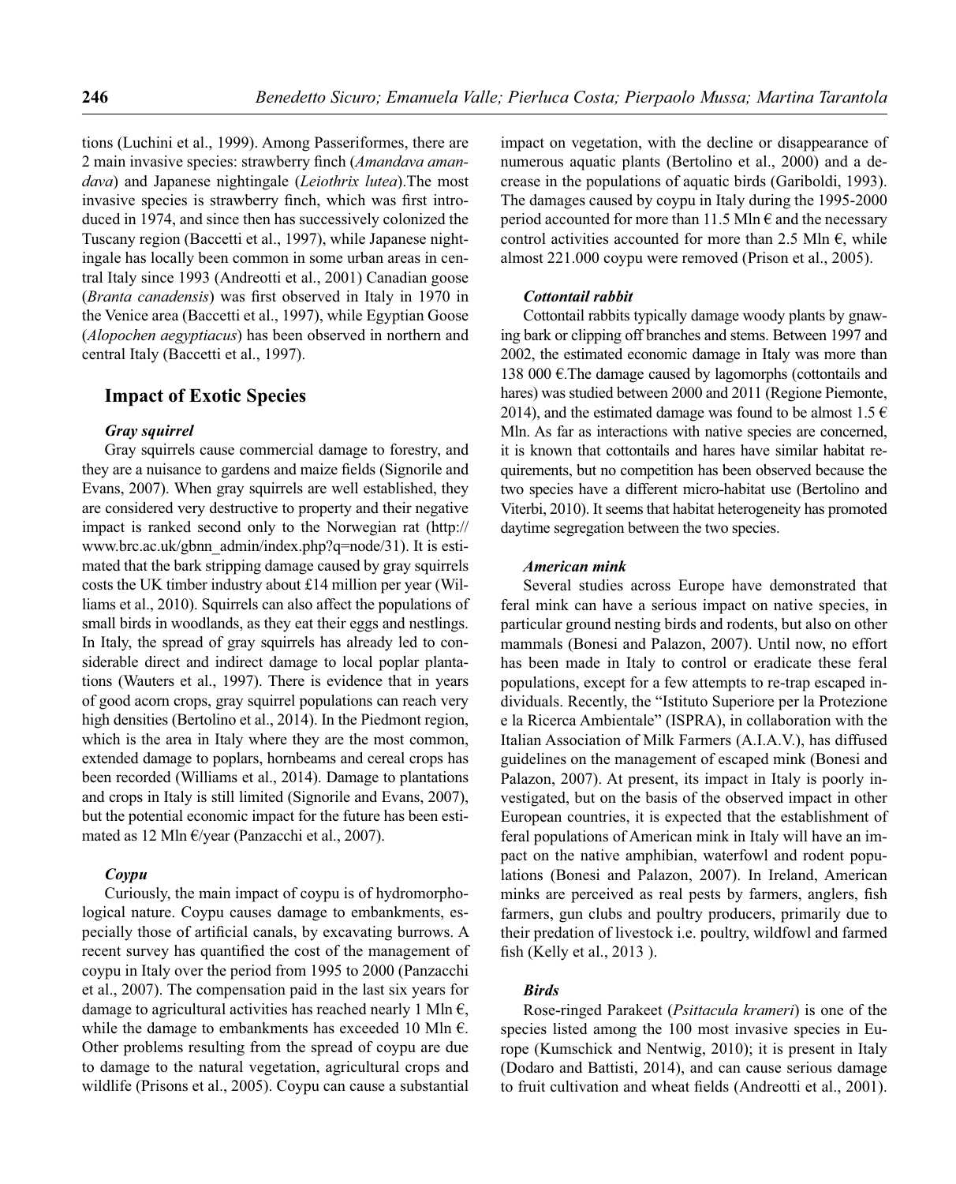tions (Luchini et al., 1999). Among Passeriformes, there are 2 main invasive species: strawberry finch (*Amandava amandava*) and Japanese nightingale (*Leiothrix lutea*).The most invasive species is strawberry finch, which was first introduced in 1974, and since then has successively colonized the Tuscany region (Baccetti et al., 1997), while Japanese nightingale has locally been common in some urban areas in central Italy since 1993 (Andreotti et al., 2001) Canadian goose (*Branta canadensis*) was first observed in Italy in 1970 in the Venice area (Baccetti et al., 1997), while Egyptian Goose (*Alopochen aegyptiacus*) has been observed in northern and central Italy (Baccetti et al., 1997).

## Impact of Exotic Species

### *Gray squirrel*

Gray squirrels cause commercial damage to forestry, and they are a nuisance to gardens and maize fields (Signorile and Evans, 2007). When gray squirrels are well established, they are considered very destructive to property and their negative impact is ranked second only to the Norwegian rat (http://www.brc.ac.uk/gbnn_admin/index.php?q=node/31). It is estimated that the bark stripping damage caused by gray squirrels costs the UK timber industry about £14 million per year (Williams et al., 2010). Squirrels can also affect the populations of small birds in woodlands, as they eat their eggs and nestlings. In Italy, the spread of gray squirrels has already led to considerable direct and indirect damage to local poplar plantations (Wauters et al., 1997). There is evidence that in years of good acorn crops, gray squirrel populations can reach very high densities (Bertolino et al., 2014). In the Piedmont region, which is the area in Italy where they are the most common, extended damage to poplars, hornbeams and cereal crops has been recorded (Williams et al., 2014). Damage to plantations and crops in Italy is still limited (Signorile and Evans, 2007), but the potential economic impact for the future has been estimated as 12 Mln €/year (Panzacchi et al., 2007).

### *Coypu*

Curiously, the main impact of coypu is of hydromorphological nature. Coypu causes damage to embankments, especially those of artificial canals, by excavating burrows. A recent survey has quantified the cost of the management of coypu in Italy over the period from 1995 to 2000 (Panzacchi et al., 2007). The compensation paid in the last six years for damage to agricultural activities has reached nearly 1 Mln €, while the damage to embankments has exceeded 10 Mln €. Other problems resulting from the spread of coypu are due to damage to the natural vegetation, agricultural crops and wildlife (Prisons et al., 2005). Coypu can cause a substantial impact on vegetation, with the decline or disappearance of numerous aquatic plants (Bertolino et al., 2000) and a decrease in the populations of aquatic birds (Gariboldi, 1993). The damages caused by coypu in Italy during the 1995-2000 period accounted for more than 11.5 Mln € and the necessary control activities accounted for more than 2.5 Mln €, while almost 221.000 coypu were removed (Prison et al., 2005).

### *Cottontail rabbit*

Cottontail rabbits typically damage woody plants by gnawing bark or clipping off branches and stems. Between 1997 and 2002, the estimated economic damage in Italy was more than 138 000 €.The damage caused by lagomorphs (cottontails and hares) was studied between 2000 and 2011 (Regione Piemonte, 2014), and the estimated damage was found to be almost 1.5 € Mln. As far as interactions with native species are concerned, it is known that cottontails and hares have similar habitat requirements, but no competition has been observed because the two species have a different micro-habitat use (Bertolino and Viterbi, 2010). It seems that habitat heterogeneity has promoted daytime segregation between the two species.

### *American mink*

Several studies across Europe have demonstrated that feral mink can have a serious impact on native species, in particular ground nesting birds and rodents, but also on other mammals (Bonesi and Palazon, 2007). Until now, no effort has been made in Italy to control or eradicate these feral populations, except for a few attempts to re-trap escaped individuals. Recently, the "Istituto Superiore per la Protezione e la Ricerca Ambientale" (ISPRA), in collaboration with the Italian Association of Milk Farmers (A.I.A.V.), has diffused guidelines on the management of escaped mink (Bonesi and Palazon, 2007). At present, its impact in Italy is poorly investigated, but on the basis of the observed impact in other European countries, it is expected that the establishment of feral populations of American mink in Italy will have an impact on the native amphibian, waterfowl and rodent populations (Bonesi and Palazon, 2007). In Ireland, American minks are perceived as real pests by farmers, anglers, fish farmers, gun clubs and poultry producers, primarily due to their predation of livestock i.e. poultry, wildfowl and farmed fish (Kelly et al., 2013 ).

### *Birds*

Rose-ringed Parakeet (*Psittacula krameri*) is one of the species listed among the 100 most invasive species in Europe (Kumschick and Nentwig, 2010); it is present in Italy (Dodaro and Battisti, 2014), and can cause serious damage to fruit cultivation and wheat fields (Andreotti et al., 2001).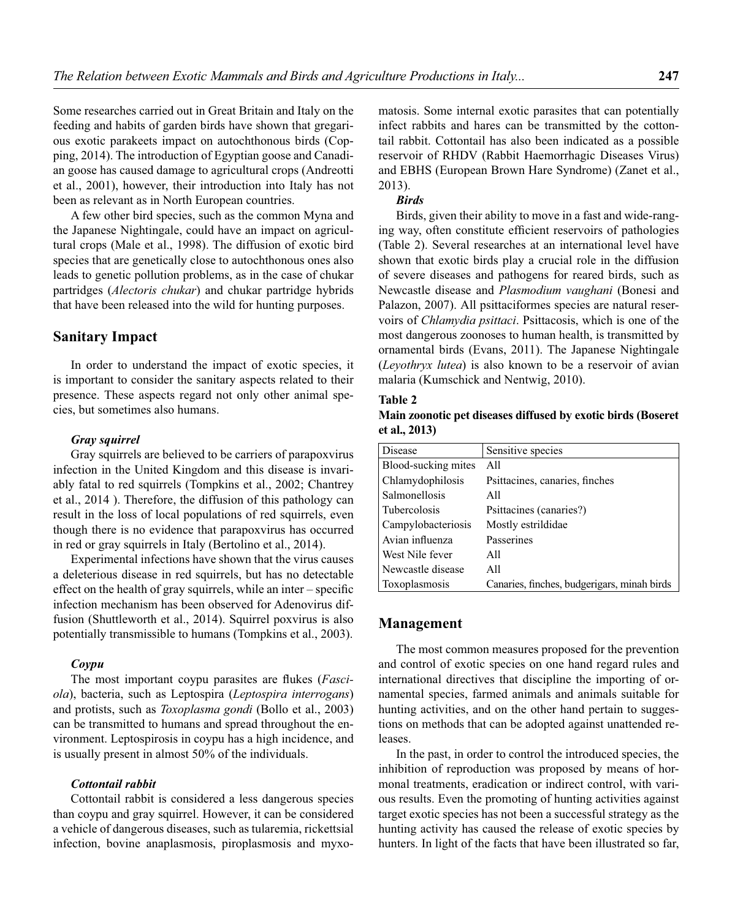Some researches carried out in Great Britain and Italy on the feeding and habits of garden birds have shown that gregarious exotic parakeets impact on autochthonous birds (Copping, 2014). The introduction of Egyptian goose and Canadian goose has caused damage to agricultural crops (Andreotti et al., 2001), however, their introduction into Italy has not been as relevant as in North European countries.

A few other bird species, such as the common Myna and the Japanese Nightingale, could have an impact on agricultural crops (Male et al., 1998). The diffusion of exotic bird species that are genetically close to autochthonous ones also leads to genetic pollution problems, as in the case of chukar partridges (*Alectoris chukar*) and chukar partridge hybrids that have been released into the wild for hunting purposes.

## Sanitary Impact

In order to understand the impact of exotic species, it is important to consider the sanitary aspects related to their presence. These aspects regard not only other animal species, but sometimes also humans.

### *Gray squirrel*

Gray squirrels are believed to be carriers of parapoxvirus infection in the United Kingdom and this disease is invariably fatal to red squirrels (Tompkins et al., 2002; Chantrey et al., 2014 ). Therefore, the diffusion of this pathology can result in the loss of local populations of red squirrels, even though there is no evidence that parapoxvirus has occurred in red or gray squirrels in Italy (Bertolino et al., 2014).

Experimental infections have shown that the virus causes a deleterious disease in red squirrels, but has no detectable effect on the health of gray squirrels, while an inter – specific infection mechanism has been observed for Adenovirus diffusion (Shuttleworth et al., 2014). Squirrel poxvirus is also potentially transmissible to humans (Tompkins et al., 2003).

### *Coypu*

The most important coypu parasites are flukes (*Fasciola*), bacteria, such as Leptospira (*Leptospira interrogans*) and protists, such as *Toxoplasma gondi* (Bollo et al., 2003) can be transmitted to humans and spread throughout the environment. Leptospirosis in coypu has a high incidence, and is usually present in almost 50% of the individuals.

### *Cottontail rabbit*

Cottontail rabbit is considered a less dangerous species than coypu and gray squirrel. However, it can be considered a vehicle of dangerous diseases, such as tularemia, rickettsial infection, bovine anaplasmosis, piroplasmosis and myxomatosis. Some internal exotic parasites that can potentially infect rabbits and hares can be transmitted by the cottontail rabbit. Cottontail has also been indicated as a possible reservoir of RHDV (Rabbit Haemorrhagic Diseases Virus) and EBHS (European Brown Hare Syndrome) (Zanet et al., 2013).

### *Birds*

Birds, given their ability to move in a fast and wide-ranging way, often constitute efficient reservoirs of pathologies (Table 2). Several researches at an international level have shown that exotic birds play a crucial role in the diffusion of severe diseases and pathogens for reared birds, such as Newcastle disease and *Plasmodium vaughani* (Bonesi and Palazon, 2007). All psittaciformes species are natural reservoirs of *Chlamydia psittaci*. Psittacosis, which is one of the most dangerous zoonoses to human health, is transmitted by ornamental birds (Evans, 2011). The Japanese Nightingale (*Leyothryx lutea*) is also known to be a reservoir of avian malaria (Kumschick and Nentwig, 2010).

**Table 2**

**Main zoonotic pet diseases diffused by exotic birds (Boseret et al., 2013)**

| Disease | Sensitive species |
| --- | --- |
| Blood-sucking mites | All |
| Chlamydophilosis | Psittacines, canaries, finches |
| Salmonellosis | All |
| Tubercolosis | Psittacines (canaries?) |
| Campylobacteriosis | Mostly estrildidae |
| Avian influenza | Passerines |
| West Nile fever | All |
| Newcastle disease | All |
| Toxoplasmosis | Canaries, finches, budgerigars, minah birds |

## Management

The most common measures proposed for the prevention and control of exotic species on one hand regard rules and international directives that discipline the importing of ornamental species, farmed animals and animals suitable for hunting activities, and on the other hand pertain to suggestions on methods that can be adopted against unattended releases.

In the past, in order to control the introduced species, the inhibition of reproduction was proposed by means of hormonal treatments, eradication or indirect control, with various results. Even the promoting of hunting activities against target exotic species has not been a successful strategy as the hunting activity has caused the release of exotic species by hunters. In light of the facts that have been illustrated so far,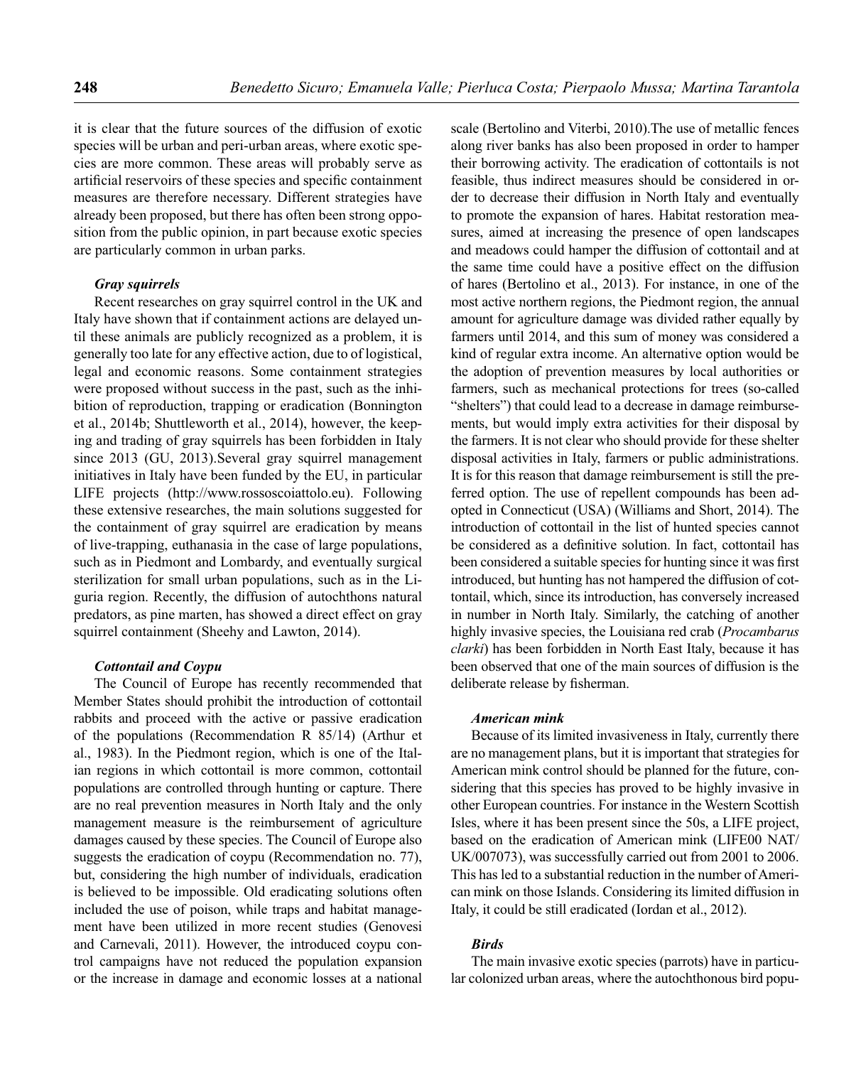it is clear that the future sources of the diffusion of exotic species will be urban and peri-urban areas, where exotic species are more common. These areas will probably serve as artificial reservoirs of these species and specific containment measures are therefore necessary. Different strategies have already been proposed, but there has often been strong opposition from the public opinion, in part because exotic species are particularly common in urban parks.

#### *Gray squirrels*

Recent researches on gray squirrel control in the UK and Italy have shown that if containment actions are delayed until these animals are publicly recognized as a problem, it is generally too late for any effective action, due to of logistical, legal and economic reasons. Some containment strategies were proposed without success in the past, such as the inhibition of reproduction, trapping or eradication (Bonnington et al., 2014b; Shuttleworth et al., 2014), however, the keeping and trading of gray squirrels has been forbidden in Italy since 2013 (GU, 2013).Several gray squirrel management initiatives in Italy have been funded by the EU, in particular LIFE projects (http://www.rossoscoiattolo.eu). Following these extensive researches, the main solutions suggested for the containment of gray squirrel are eradication by means of live-trapping, euthanasia in the case of large populations, such as in Piedmont and Lombardy, and eventually surgical sterilization for small urban populations, such as in the Liguria region. Recently, the diffusion of autochthons natural predators, as pine marten, has showed a direct effect on gray squirrel containment (Sheehy and Lawton, 2014).

#### *Cottontail and Coypu*

The Council of Europe has recently recommended that Member States should prohibit the introduction of cottontail rabbits and proceed with the active or passive eradication of the populations (Recommendation R 85/14) (Arthur et al., 1983). In the Piedmont region, which is one of the Italian regions in which cottontail is more common, cottontail populations are controlled through hunting or capture. There are no real prevention measures in North Italy and the only management measure is the reimbursement of agriculture damages caused by these species. The Council of Europe also suggests the eradication of coypu (Recommendation no. 77), but, considering the high number of individuals, eradication is believed to be impossible. Old eradicating solutions often included the use of poison, while traps and habitat management have been utilized in more recent studies (Genovesi and Carnevali, 2011). However, the introduced coypu control campaigns have not reduced the population expansion or the increase in damage and economic losses at a national scale (Bertolino and Viterbi, 2010).The use of metallic fences along river banks has also been proposed in order to hamper their borrowing activity. The eradication of cottontails is not feasible, thus indirect measures should be considered in order to decrease their diffusion in North Italy and eventually to promote the expansion of hares. Habitat restoration measures, aimed at increasing the presence of open landscapes and meadows could hamper the diffusion of cottontail and at the same time could have a positive effect on the diffusion of hares (Bertolino et al., 2013). For instance, in one of the most active northern regions, the Piedmont region, the annual amount for agriculture damage was divided rather equally by farmers until 2014, and this sum of money was considered a kind of regular extra income. An alternative option would be the adoption of prevention measures by local authorities or farmers, such as mechanical protections for trees (so-called "shelters") that could lead to a decrease in damage reimbursements, but would imply extra activities for their disposal by the farmers. It is not clear who should provide for these shelter disposal activities in Italy, farmers or public administrations. It is for this reason that damage reimbursement is still the preferred option. The use of repellent compounds has been adopted in Connecticut (USA) (Williams and Short, 2014). The introduction of cottontail in the list of hunted species cannot be considered as a definitive solution. In fact, cottontail has been considered a suitable species for hunting since it was first introduced, but hunting has not hampered the diffusion of cottontail, which, since its introduction, has conversely increased in number in North Italy. Similarly, the catching of another highly invasive species, the Louisiana red crab (*Procambarus clarki*) has been forbidden in North East Italy, because it has been observed that one of the main sources of diffusion is the deliberate release by fisherman.

#### *American mink*

Because of its limited invasiveness in Italy, currently there are no management plans, but it is important that strategies for American mink control should be planned for the future, considering that this species has proved to be highly invasive in other European countries. For instance in the Western Scottish Isles, where it has been present since the 50s, a LIFE project, based on the eradication of American mink (LIFE00 NAT/UK/007073), was successfully carried out from 2001 to 2006. This has led to a substantial reduction in the number of American mink on those Islands. Considering its limited diffusion in Italy, it could be still eradicated (Iordan et al., 2012).

#### *Birds*

The main invasive exotic species (parrots) have in particular colonized urban areas, where the autochthonous bird popu-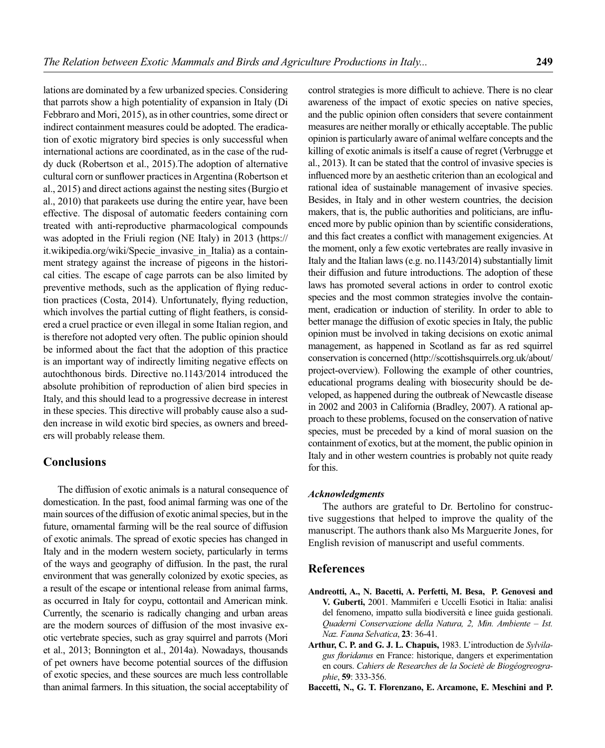lations are dominated by a few urbanized species. Considering that parrots show a high potentiality of expansion in Italy (Di Febbraro and Mori, 2015), as in other countries, some direct or indirect containment measures could be adopted. The eradication of exotic migratory bird species is only successful when international actions are coordinated, as in the case of the ruddy duck (Robertson et al., 2015).The adoption of alternative cultural corn or sunflower practices in Argentina (Robertson et al., 2015) and direct actions against the nesting sites (Burgio et al., 2010) that parakeets use during the entire year, have been effective. The disposal of automatic feeders containing corn treated with anti-reproductive pharmacological compounds was adopted in the Friuli region (NE Italy) in 2013 (https://it.wikipedia.org/wiki/Specie_invasive_in_Italia) as a containment strategy against the increase of pigeons in the historical cities. The escape of cage parrots can be also limited by preventive methods, such as the application of flying reduction practices (Costa, 2014). Unfortunately, flying reduction, which involves the partial cutting of flight feathers, is considered a cruel practice or even illegal in some Italian region, and is therefore not adopted very often. The public opinion should be informed about the fact that the adoption of this practice is an important way of indirectly limiting negative effects on autochthonous birds. Directive no.1143/2014 introduced the absolute prohibition of reproduction of alien bird species in Italy, and this should lead to a progressive decrease in interest in these species. This directive will probably cause also a sudden increase in wild exotic bird species, as owners and breeders will probably release them.

## Conclusions

The diffusion of exotic animals is a natural consequence of domestication. In the past, food animal farming was one of the main sources of the diffusion of exotic animal species, but in the future, ornamental farming will be the real source of diffusion of exotic animals. The spread of exotic species has changed in Italy and in the modern western society, particularly in terms of the ways and geography of diffusion. In the past, the rural environment that was generally colonized by exotic species, as a result of the escape or intentional release from animal farms, as occurred in Italy for coypu, cottontail and American mink. Currently, the scenario is radically changing and urban areas are the modern sources of diffusion of the most invasive exotic vertebrate species, such as gray squirrel and parrots (Mori et al., 2013; Bonnington et al., 2014a). Nowadays, thousands of pet owners have become potential sources of the diffusion of exotic species, and these sources are much less controllable than animal farmers. In this situation, the social acceptability of control strategies is more difficult to achieve. There is no clear awareness of the impact of exotic species on native species, and the public opinion often considers that severe containment measures are neither morally or ethically acceptable. The public opinion is particularly aware of animal welfare concepts and the killing of exotic animals is itself a cause of regret (Verbrugge et al., 2013). It can be stated that the control of invasive species is influenced more by an aesthetic criterion than an ecological and rational idea of sustainable management of invasive species. Besides, in Italy and in other western countries, the decision makers, that is, the public authorities and politicians, are influenced more by public opinion than by scientific considerations, and this fact creates a conflict with management exigencies. At the moment, only a few exotic vertebrates are really invasive in Italy and the Italian laws (e.g. no.1143/2014) substantially limit their diffusion and future introductions. The adoption of these laws has promoted several actions in order to control exotic species and the most common strategies involve the containment, eradication or induction of sterility. In order to able to better manage the diffusion of exotic species in Italy, the public opinion must be involved in taking decisions on exotic animal management, as happened in Scotland as far as red squirrel conservation is concerned (http://scottishsquirrels.org.uk/about/project-overview). Following the example of other countries, educational programs dealing with biosecurity should be developed, as happened during the outbreak of Newcastle disease in 2002 and 2003 in California (Bradley, 2007). A rational approach to these problems, focused on the conservation of native species, must be preceded by a kind of moral suasion on the containment of exotics, but at the moment, the public opinion in Italy and in other western countries is probably not quite ready for this.

### *Acknowledgments*

The authors are grateful to Dr. Bertolino for constructive suggestions that helped to improve the quality of the manuscript. The authors thank also Ms Marguerite Jones, for English revision of manuscript and useful comments.

## References

**Andreotti, A., N. Bacetti, A. Perfetti, M. Besa, P. Genovesi and V. Guberti,** 2001. Mammiferi e Uccelli Esotici in Italia: analisi del fenomeno, impatto sulla biodiversità e linee guida gestionali. *Quaderni Conservazione della Natura, 2, Min. Ambiente – Ist. Naz. Fauna Selvatica*, **23**: 36-41.

**Arthur, C. P. and G. J. L. Chapuis,** 1983. L'introduction de *Sylvilagus floridanus* en France: historique, dangers et experimentation en cours. *Cahiers de Researches de la Societè de Biogéogreographie*, **59**: 333-356.

**Baccetti, N., G. T. Florenzano, E. Arcamone, E. Meschini and P.**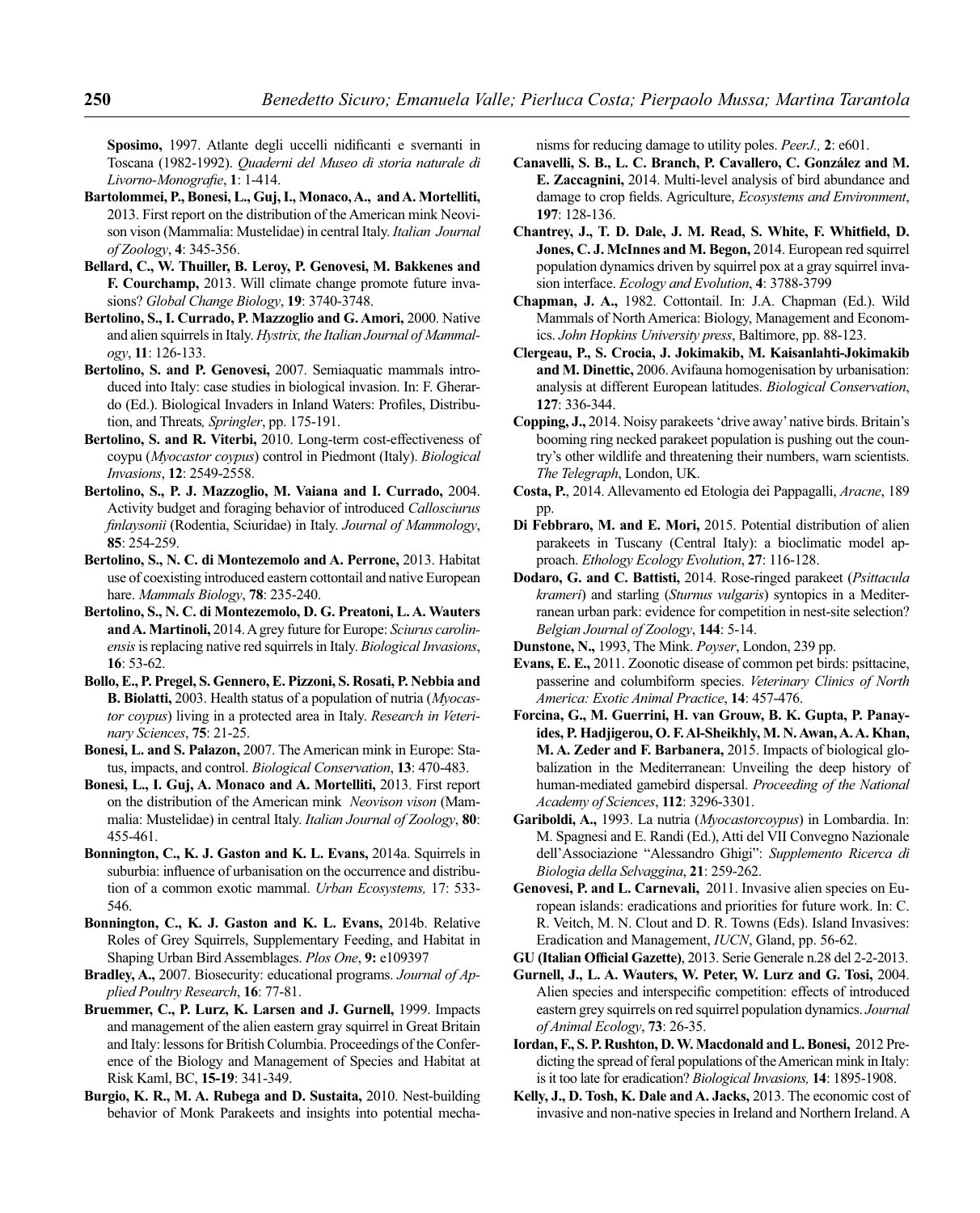**Sposimo,** 1997. Atlante degli uccelli nidificanti e svernanti in Toscana (1982-1992). *Quaderni del Museo di storia naturale di Livorno-Monografie*, **1**: 1-414.

**Bartolommei, P., Bonesi, L., Guj, I., Monaco, A., and A. Mortelliti,** 2013. First report on the distribution of the American mink Neovison vison (Mammalia: Mustelidae) in central Italy. *Italian Journal of Zoology*, **4**: 345-356.

**Bellard, C., W. Thuiller, B. Leroy, P. Genovesi, M. Bakkenes and F. Courchamp,** 2013. Will climate change promote future invasions? *Global Change Biology*, **19**: 3740-3748.

**Bertolino, S., I. Currado, P. Mazzoglio and G. Amori,** 2000. Native and alien squirrels in Italy. *Hystrix, the Italian Journal of Mammalogy*, **11**: 126-133.

**Bertolino, S. and P. Genovesi,** 2007. Semiaquatic mammals introduced into Italy: case studies in biological invasion. In: F. Gherardo (Ed.). Biological Invaders in Inland Waters: Profiles, Distribution, and Threats*, Springler*, pp. 175-191.

**Bertolino, S. and R. Viterbi,** 2010. Long-term cost-effectiveness of coypu (*Myocastor coypus*) control in Piedmont (Italy). *Biological Invasions*, **12**: 2549-2558.

**Bertolino, S., P. J. Mazzoglio, M. Vaiana and I. Currado,** 2004. Activity budget and foraging behavior of introduced *Callosciurus finlaysonii* (Rodentia, Sciuridae) in Italy. *Journal of Mammology*, **85**: 254-259.

**Bertolino, S., N. C. di Montezemolo and A. Perrone,** 2013. Habitat use of coexisting introduced eastern cottontail and native European hare. *Mammals Biology*, **78**: 235-240.

**Bertolino, S., N. C. di Montezemolo, D. G. Preatoni, L. A. Wauters and A. Martinoli,** 2014. A grey future for Europe: *Sciurus carolinensis* is replacing native red squirrels in Italy. *Biological Invasions*, **16**: 53-62.

**Bollo, E., P. Pregel, S. Gennero, E. Pizzoni, S. Rosati, P. Nebbia and B. Biolatti,** 2003. Health status of a population of nutria (*Myocastor coypus*) living in a protected area in Italy. *Research in Veterinary Sciences*, **75**: 21-25.

**Bonesi, L. and S. Palazon,** 2007. The American mink in Europe: Status, impacts, and control. *Biological Conservation*, **13**: 470-483.

**Bonesi, L., I. Guj, A. Monaco and A. Mortelliti,** 2013. First report on the distribution of the American mink *Neovison vison* (Mammalia: Mustelidae) in central Italy. *Italian Journal of Zoology*, **80**: 455-461.

**Bonnington, C., K. J. Gaston and K. L. Evans,** 2014a. Squirrels in suburbia: influence of urbanisation on the occurrence and distribution of a common exotic mammal. *Urban Ecosystems,* 17: 533-546.

**Bonnington, C., K. J. Gaston and K. L. Evans,** 2014b. Relative Roles of Grey Squirrels, Supplementary Feeding, and Habitat in Shaping Urban Bird Assemblages. *Plos One*, **9:** e109397

**Bradley, A.,** 2007. Biosecurity: educational programs. *Journal of Applied Poultry Research*, **16**: 77-81.

**Bruemmer, C., P. Lurz, K. Larsen and J. Gurnell,** 1999. Impacts and management of the alien eastern gray squirrel in Great Britain and Italy: lessons for British Columbia. Proceedings of the Conference of the Biology and Management of Species and Habitat at Risk Kaml, BC, **15-19**: 341-349.

**Burgio, K. R., M. A. Rubega and D. Sustaita,** 2010. Nest-building behavior of Monk Parakeets and insights into potential mechanisms for reducing damage to utility poles. *PeerJ.,* **2**: e601.

**Canavelli, S. B., L. C. Branch, P. Cavallero, C. González and M. E. Zaccagnini,** 2014. Multi-level analysis of bird abundance and damage to crop fields. Agriculture, *Ecosystems and Environment*, **197**: 128-136.

**Chantrey, J., T. D. Dale, J. M. Read, S. White, F. Whitfield, D. Jones, C. J. McInnes and M. Begon,** 2014. European red squirrel population dynamics driven by squirrel pox at a gray squirrel invasion interface. *Ecology and Evolution*, **4**: 3788-3799

**Chapman, J. A.,** 1982. Cottontail. In: J.A. Chapman (Ed.). Wild Mammals of North America: Biology, Management and Economics. *John Hopkins University press*, Baltimore, pp. 88-123.

**Clergeau, P., S. Crocia, J. Jokimakib, M. Kaisanlahti-Jokimakib and M. Dinettic,** 2006. Avifauna homogenisation by urbanisation: analysis at different European latitudes. *Biological Conservation*, **127**: 336-344.

**Copping, J.,** 2014. Noisy parakeets 'drive away' native birds. Britain's booming ring necked parakeet population is pushing out the country's other wildlife and threatening their numbers, warn scientists. *The Telegraph*, London, UK.

**Costa, P.**, 2014. Allevamento ed Etologia dei Pappagalli, *Aracne*, 189 pp.

**Di Febbraro, M. and E. Mori,** 2015. Potential distribution of alien parakeets in Tuscany (Central Italy): a bioclimatic model approach. *Ethology Ecology Evolution*, **27**: 116-128.

**Dodaro, G. and C. Battisti,** 2014. Rose-ringed parakeet (*Psittacula krameri*) and starling (*Sturnus vulgaris*) syntopics in a Mediterranean urban park: evidence for competition in nest-site selection? *Belgian Journal of Zoology*, **144**: 5-14.

**Dunstone, N.,** 1993, The Mink. *Poyser*, London, 239 pp.

**Evans, E. E.,** 2011. Zoonotic disease of common pet birds: psittacine, passerine and columbiform species. *Veterinary Clinics of North America: Exotic Animal Practice*, **14**: 457-476.

**Forcina, G., M. Guerrini, H. van Grouw, B. K. Gupta, P. Panayides, P. Hadjigerou, O. F. Al-Sheikhly, M. N. Awan, A. A. Khan, M. A. Zeder and F. Barbanera,** 2015. Impacts of biological globalization in the Mediterranean: Unveiling the deep history of human-mediated gamebird dispersal. *Proceeding of the National Academy of Sciences*, **112**: 3296-3301.

**Gariboldi, A.,** 1993. La nutria (*Myocastorcoypus*) in Lombardia. In: M. Spagnesi and E. Randi (Ed.), Atti del VII Convegno Nazionale dell'Associazione "Alessandro Ghigi": *Supplemento Ricerca di Biologia della Selvaggina*, **21**: 259-262.

**Genovesi, P. and L. Carnevali,** 2011. Invasive alien species on European islands: eradications and priorities for future work. In: C. R. Veitch, M. N. Clout and D. R. Towns (Eds). Island Invasives: Eradication and Management, *IUCN*, Gland, pp. 56-62.

**GU (Italian Official Gazette)**, 2013. Serie Generale n.28 del 2-2-2013.

**Gurnell, J., L. A. Wauters, W. Peter, W. Lurz and G. Tosi,** 2004. Alien species and interspecific competition: effects of introduced eastern grey squirrels on red squirrel population dynamics. *Journal of Animal Ecology*, **73**: 26-35.

**Iordan, F., S. P. Rushton, D. W. Macdonald and L. Bonesi,** 2012 Predicting the spread of feral populations of the American mink in Italy: is it too late for eradication? *Biological Invasions,* **14**: 1895-1908.

**Kelly, J., D. Tosh, K. Dale and A. Jacks,** 2013. The economic cost of invasive and non-native species in Ireland and Northern Ireland. A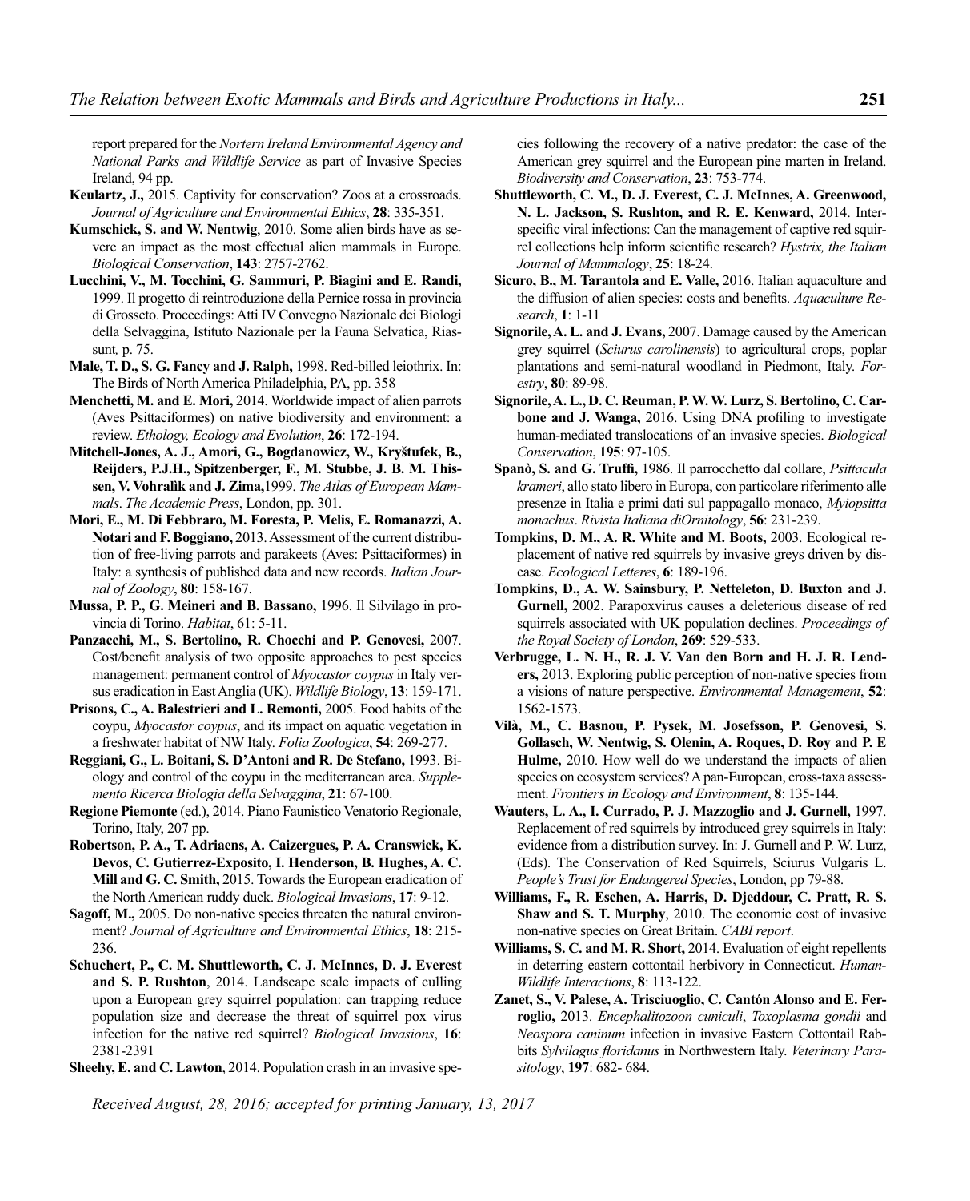report prepared for the *Nortern Ireland Environmental Agency and National Parks and Wildlife Service* as part of Invasive Species Ireland, 94 pp.

**Keulartz, J.,** 2015. Captivity for conservation? Zoos at a crossroads. *Journal of Agriculture and Environmental Ethics*, **28**: 335-351.

**Kumschick, S. and W. Nentwig**, 2010. Some alien birds have as severe an impact as the most effectual alien mammals in Europe. *Biological Conservation*, **143**: 2757-2762.

**Lucchini, V., M. Tocchini, G. Sammuri, P. Biagini and E. Randi,** 1999. Il progetto di reintroduzione della Pernice rossa in provincia di Grosseto. Proceedings: Atti IV Convegno Nazionale dei Biologi della Selvaggina, Istituto Nazionale per la Fauna Selvatica, Riassunt*,* p. 75.

**Male, T. D., S. G. Fancy and J. Ralph,** 1998. Red-billed leiothrix. In: The Birds of North America Philadelphia, PA, pp. 358

**Menchetti, M. and E. Mori,** 2014. Worldwide impact of alien parrots (Aves Psittaciformes) on native biodiversity and environment: a review. *Ethology, Ecology and Evolution*, **26**: 172-194.

**Mitchell-Jones, A. J., Amori, G., Bogdanowicz, W., Kryštufek, B., Reijders, P.J.H., Spitzenberger, F., M. Stubbe, J. B. M. Thissen, V. Vohralìk and J. Zima,**1999. *The Atlas of European Mammals*. *The Academic Press*, London, pp. 301.

**Mori, E., M. Di Febbraro, M. Foresta, P. Melis, E. Romanazzi, A. Notari and F. Boggiano,** 2013. Assessment of the current distribution of free-living parrots and parakeets (Aves: Psittaciformes) in Italy: a synthesis of published data and new records. *Italian Journal of Zoology*, **80**: 158-167.

**Mussa, P. P., G. Meineri and B. Bassano,** 1996. Il Silvilago in provincia di Torino. *Habitat*, 61: 5-11.

**Panzacchi, M., S. Bertolino, R. Chocchi and P. Genovesi,** 2007. Cost/benefit analysis of two opposite approaches to pest species management: permanent control of *Myocastor coypus* in Italy versus eradication in East Anglia (UK). *Wildlife Biology*, **13**: 159-171.

**Prisons, C., A. Balestrieri and L. Remonti,** 2005. Food habits of the coypu, *Myocastor coypus*, and its impact on aquatic vegetation in a freshwater habitat of NW Italy. *Folia Zoologica*, **54**: 269-277.

**Reggiani, G., L. Boitani, S. D'Antoni and R. De Stefano,** 1993. Biology and control of the coypu in the mediterranean area. *Supplemento Ricerca Biologia della Selvaggina*, **21**: 67-100.

**Regione Piemonte** (ed.), 2014. Piano Faunistico Venatorio Regionale, Torino, Italy, 207 pp.

**Robertson, P. A., T. Adriaens, A. Caizergues, P. A. Cranswick, K. Devos, C. Gutierrez-Exposito, I. Henderson, B. Hughes, A. C. Mill and G. C. Smith,** 2015. Towards the European eradication of the North American ruddy duck. *Biological Invasions*, **17**: 9-12.

**Sagoff, M.,** 2005. Do non-native species threaten the natural environment? *Journal of Agriculture and Environmental Ethics*, **18**: 215-236.

**Schuchert, P., C. M. Shuttleworth, C. J. McInnes, D. J. Everest and S. P. Rushton**, 2014. Landscape scale impacts of culling upon a European grey squirrel population: can trapping reduce population size and decrease the threat of squirrel pox virus infection for the native red squirrel? *Biological Invasions*, **16**: 2381-2391

**Sheehy, E. and C. Lawton**, 2014. Population crash in an invasive species following the recovery of a native predator: the case of the American grey squirrel and the European pine marten in Ireland. *Biodiversity and Conservation*, **23**: 753-774.

**Shuttleworth, C. M., D. J. Everest, C. J. McInnes, A. Greenwood, N. L. Jackson, S. Rushton, and R. E. Kenward,** 2014. Interspecific viral infections: Can the management of captive red squirrel collections help inform scientific research? *Hystrix, the Italian Journal of Mammalogy*, **25**: 18-24.

**Sicuro, B., M. Tarantola and E. Valle,** 2016. Italian aquaculture and the diffusion of alien species: costs and benefits. *Aquaculture Research*, **1**: 1-11

**Signorile, A. L. and J. Evans,** 2007. Damage caused by the American grey squirrel (*Sciurus carolinensis*) to agricultural crops, poplar plantations and semi-natural woodland in Piedmont, Italy. *Forestry*, **80**: 89-98.

**Signorile, A. L., D. C. Reuman, P. W. W. Lurz, S. Bertolino, C. Carbone and J. Wanga,** 2016. Using DNA profiling to investigate human-mediated translocations of an invasive species. *Biological Conservation*, **195**: 97-105.

**Spanò, S. and G. Truffi,** 1986. Il parrocchetto dal collare, *Psittacula krameri*, allo stato libero in Europa, con particolare riferimento alle presenze in Italia e primi dati sul pappagallo monaco, *Myiopsitta monachus*. *Rivista Italiana diOrnitology*, **56**: 231-239.

**Tompkins, D. M., A. R. White and M. Boots,** 2003. Ecological replacement of native red squirrels by invasive greys driven by disease. *Ecological Letteres*, **6**: 189-196.

**Tompkins, D., A. W. Sainsbury, P. Netteleton, D. Buxton and J. Gurnell,** 2002. Parapoxvirus causes a deleterious disease of red squirrels associated with UK population declines. *Proceedings of the Royal Society of London*, **269**: 529-533.

**Verbrugge, L. N. H., R. J. V. Van den Born and H. J. R. Lenders,** 2013. Exploring public perception of non-native species from a visions of nature perspective. *Environmental Management*, **52**: 1562-1573.

**Vilà, M., C. Basnou, P. Pysek, M. Josefsson, P. Genovesi, S. Gollasch, W. Nentwig, S. Olenin, A. Roques, D. Roy and P. E Hulme,** 2010. How well do we understand the impacts of alien species on ecosystem services? A pan-European, cross-taxa assessment. *Frontiers in Ecology and Environment*, **8**: 135-144.

**Wauters, L. A., I. Currado, P. J. Mazzoglio and J. Gurnell,** 1997. Replacement of red squirrels by introduced grey squirrels in Italy: evidence from a distribution survey. In: J. Gurnell and P. W. Lurz, (Eds). The Conservation of Red Squirrels, Sciurus Vulgaris L. *People's Trust for Endangered Species*, London, pp 79-88.

**Williams, F., R. Eschen, A. Harris, D. Djeddour, C. Pratt, R. S. Shaw and S. T. Murphy**, 2010. The economic cost of invasive non-native species on Great Britain. *CABI report*.

**Williams, S. C. and M. R. Short,** 2014. Evaluation of eight repellents in deterring eastern cottontail herbivory in Connecticut. *Human-Wildlife Interactions*, **8**: 113-122.

**Zanet, S., V. Palese, A. Trisciuoglio, C. Cantón Alonso and E. Ferroglio,** 2013. *Encephalitozoon cuniculi*, *Toxoplasma gondii* and *Neospora caninum* infection in invasive Eastern Cottontail Rabbits *Sylvilagus floridanus* in Northwestern Italy. *Veterinary Parasitology*, **197**: 682- 684.

*Received August, 28, 2016; accepted for printing January, 13, 2017*